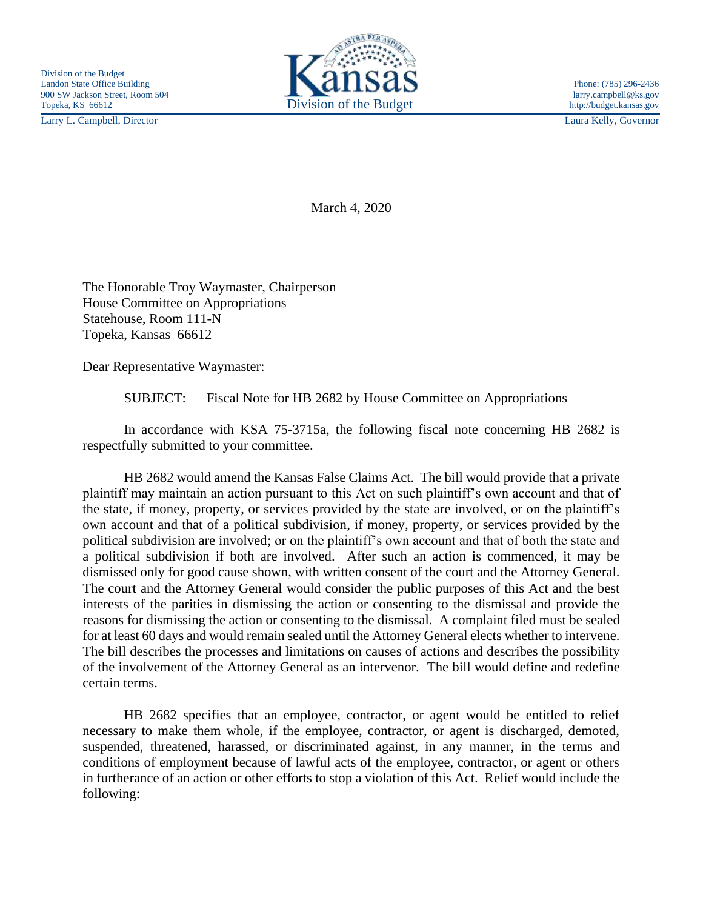Division of the Budget
Landon State Office Building
900 SW Jackson Street, Room 504
Topeka, KS 66612

Kansas
Division of the Budget

Phone: (785) 296-2436
larry.campbell@ks.gov
http://budget.kansas.gov

Larry L. Campbell, Director

Laura Kelly, Governor

March 4, 2020

The Honorable Troy Waymaster, Chairperson
House Committee on Appropriations
Statehouse, Room 111-N
Topeka, Kansas 66612

Dear Representative Waymaster:

SUBJECT: Fiscal Note for HB 2682 by House Committee on Appropriations

In accordance with KSA 75-3715a, the following fiscal note concerning HB 2682 is respectfully submitted to your committee.

HB 2682 would amend the Kansas False Claims Act. The bill would provide that a private plaintiff may maintain an action pursuant to this Act on such plaintiff's own account and that of the state, if money, property, or services provided by the state are involved, or on the plaintiff's own account and that of a political subdivision, if money, property, or services provided by the political subdivision are involved; or on the plaintiff's own account and that of both the state and a political subdivision if both are involved. After such an action is commenced, it may be dismissed only for good cause shown, with written consent of the court and the Attorney General. The court and the Attorney General would consider the public purposes of this Act and the best interests of the parities in dismissing the action or consenting to the dismissal and provide the reasons for dismissing the action or consenting to the dismissal. A complaint filed must be sealed for at least 60 days and would remain sealed until the Attorney General elects whether to intervene. The bill describes the processes and limitations on causes of actions and describes the possibility of the involvement of the Attorney General as an intervenor. The bill would define and redefine certain terms.

HB 2682 specifies that an employee, contractor, or agent would be entitled to relief necessary to make them whole, if the employee, contractor, or agent is discharged, demoted, suspended, threatened, harassed, or discriminated against, in any manner, in the terms and conditions of employment because of lawful acts of the employee, contractor, or agent or others in furtherance of an action or other efforts to stop a violation of this Act. Relief would include the following: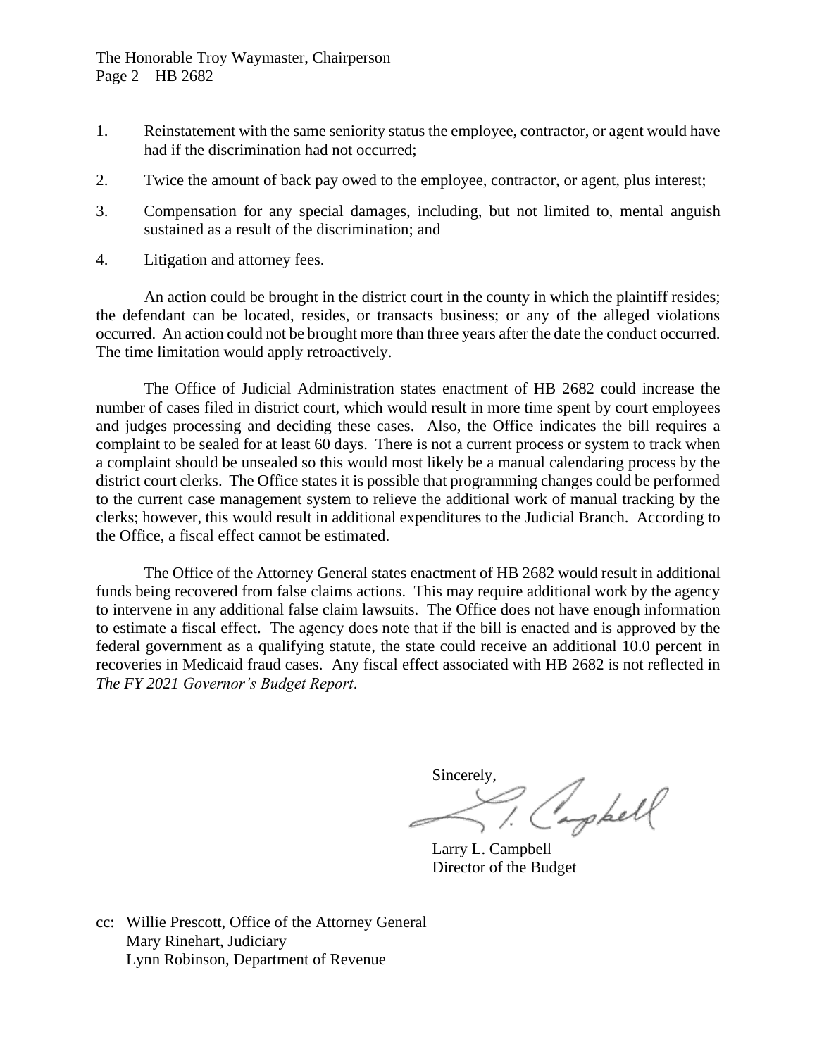1. Reinstatement with the same seniority status the employee, contractor, or agent would have had if the discrimination had not occurred;
2. Twice the amount of back pay owed to the employee, contractor, or agent, plus interest;
3. Compensation for any special damages, including, but not limited to, mental anguish sustained as a result of the discrimination; and
4. Litigation and attorney fees.

An action could be brought in the district court in the county in which the plaintiff resides; the defendant can be located, resides, or transacts business; or any of the alleged violations occurred. An action could not be brought more than three years after the date the conduct occurred. The time limitation would apply retroactively.

The Office of Judicial Administration states enactment of HB 2682 could increase the number of cases filed in district court, which would result in more time spent by court employees and judges processing and deciding these cases. Also, the Office indicates the bill requires a complaint to be sealed for at least 60 days. There is not a current process or system to track when a complaint should be unsealed so this would most likely be a manual calendaring process by the district court clerks. The Office states it is possible that programming changes could be performed to the current case management system to relieve the additional work of manual tracking by the clerks; however, this would result in additional expenditures to the Judicial Branch. According to the Office, a fiscal effect cannot be estimated.

The Office of the Attorney General states enactment of HB 2682 would result in additional funds being recovered from false claims actions. This may require additional work by the agency to intervene in any additional false claim lawsuits. The Office does not have enough information to estimate a fiscal effect. The agency does note that if the bill is enacted and is approved by the federal government as a qualifying statute, the state could receive an additional 10.0 percent in recoveries in Medicaid fraud cases. Any fiscal effect associated with HB 2682 is not reflected in *The FY 2021 Governor's Budget Report*.

Sincerely,

Larry L. Campbell
Director of the Budget

cc: Willie Prescott, Office of the Attorney General
Mary Rinehart, Judiciary
Lynn Robinson, Department of Revenue